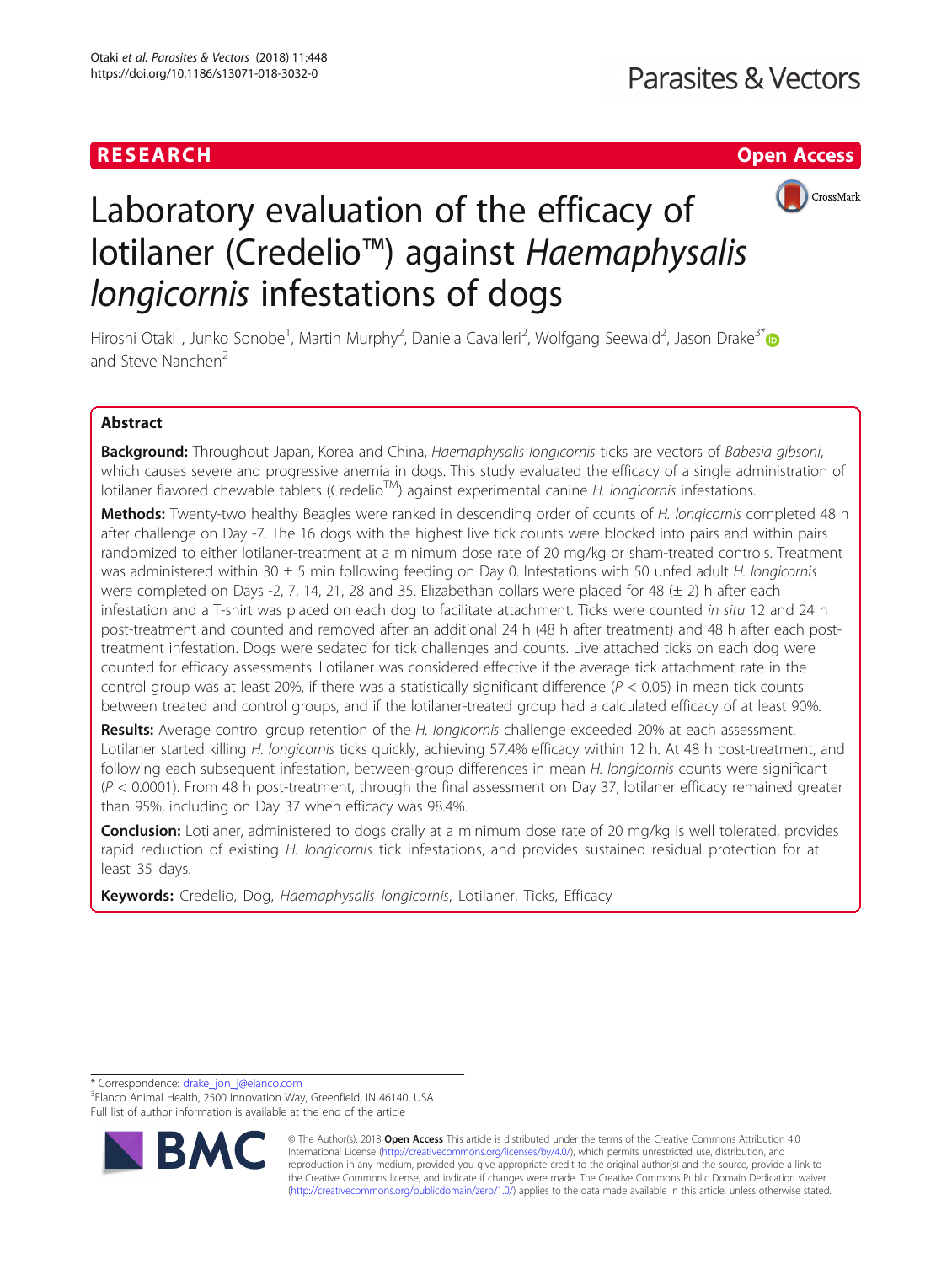# Laboratory evaluation of the efficacy of lotilaner (Credelio™) against *Haemaphysalis longicornis* infestations of dogs

Hiroshi Otaki[1], Junko Sonobe[1], Martin Murphy[2], Daniela Cavalleri[2], Wolfgang Seewald[2], Jason Drake[3*] and Steve Nanchen[2]

## Abstract

**Background:** Throughout Japan, Korea and China, *Haemaphysalis longicornis* ticks are vectors of *Babesia gibsoni*, which causes severe and progressive anemia in dogs. This study evaluated the efficacy of a single administration of lotilaner flavored chewable tablets (Credelio[TM]) against experimental canine *H. longicornis* infestations.

**Methods:** Twenty-two healthy Beagles were ranked in descending order of counts of *H. longicornis* completed 48 h after challenge on Day -7. The 16 dogs with the highest live tick counts were blocked into pairs and within pairs randomized to either lotilaner-treatment at a minimum dose rate of 20 mg/kg or sham-treated controls. Treatment was administered within 30 ± 5 min following feeding on Day 0. Infestations with 50 unfed adult *H. longicornis* were completed on Days -2, 7, 14, 21, 28 and 35. Elizabethan collars were placed for 48 (± 2) h after each infestation and a T-shirt was placed on each dog to facilitate attachment. Ticks were counted *in situ* 12 and 24 h post-treatment and counted and removed after an additional 24 h (48 h after treatment) and 48 h after each post-treatment infestation. Dogs were sedated for tick challenges and counts. Live attached ticks on each dog were counted for efficacy assessments. Lotilaner was considered effective if the average tick attachment rate in the control group was at least 20%, if there was a statistically significant difference ($P < 0.05$) in mean tick counts between treated and control groups, and if the lotilaner-treated group had a calculated efficacy of at least 90%.

**Results:** Average control group retention of the *H. longicornis* challenge exceeded 20% at each assessment. Lotilaner started killing *H. longicornis* ticks quickly, achieving 57.4% efficacy within 12 h. At 48 h post-treatment, and following each subsequent infestation, between-group differences in mean *H. longicornis* counts were significant ($P < 0.0001$). From 48 h post-treatment, through the final assessment on Day 37, lotilaner efficacy remained greater than 95%, including on Day 37 when efficacy was 98.4%.

**Conclusion:** Lotilaner, administered to dogs orally at a minimum dose rate of 20 mg/kg is well tolerated, provides rapid reduction of existing *H. longicornis* tick infestations, and provides sustained residual protection for at least 35 days.

**Keywords:** Credelio, Dog, *Haemaphysalis longicornis*, Lotilaner, Ticks, Efficacy

---

* Correspondence: drake_jon_j@elanco.com
[3]Elanco Animal Health, 2500 Innovation Way, Greenfield, IN 46140, USA
Full list of author information is available at the end of the article

© The Author(s). 2018 **Open Access** This article is distributed under the terms of the Creative Commons Attribution 4.0 International License (http://creativecommons.org/licenses/by/4.0/), which permits unrestricted use, distribution, and reproduction in any medium, provided you give appropriate credit to the original author(s) and the source, provide a link to the Creative Commons license, and indicate if changes were made. The Creative Commons Public Domain Dedication waiver (http://creativecommons.org/publicdomain/zero/1.0/) applies to the data made available in this article, unless otherwise stated.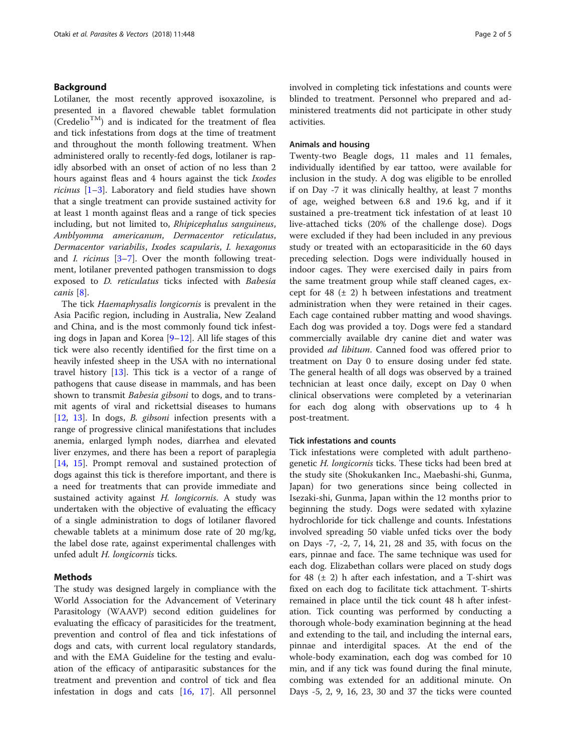## Background

Lotilaner, the most recently approved isoxazoline, is presented in a flavored chewable tablet formulation (Credelio[TM]) and is indicated for the treatment of flea and tick infestations from dogs at the time of treatment and throughout the month following treatment. When administered orally to recently-fed dogs, lotilaner is rapidly absorbed with an onset of action of no less than 2 hours against fleas and 4 hours against the tick *Ixodes ricinus* [1–3]. Laboratory and field studies have shown that a single treatment can provide sustained activity for at least 1 month against fleas and a range of tick species including, but not limited to, *Rhipicephalus sanguineus*, *Amblyomma americanum*, *Dermacentor reticulatus*, *Dermacentor variabilis*, *Ixodes scapularis*, *I. hexagonus* and *I. ricinus* [3–7]. Over the month following treatment, lotilaner prevented pathogen transmission to dogs exposed to *D. reticulatus* ticks infected with *Babesia canis* [8].

The tick *Haemaphysalis longicornis* is prevalent in the Asia Pacific region, including in Australia, New Zealand and China, and is the most commonly found tick infesting dogs in Japan and Korea [9–12]. All life stages of this tick were also recently identified for the first time on a heavily infested sheep in the USA with no international travel history [13]. This tick is a vector of a range of pathogens that cause disease in mammals, and has been shown to transmit *Babesia gibsoni* to dogs, and to transmit agents of viral and rickettsial diseases to humans [12, 13]. In dogs, *B. gibsoni* infection presents with a range of progressive clinical manifestations that includes anemia, enlarged lymph nodes, diarrhea and elevated liver enzymes, and there has been a report of paraplegia [14, 15]. Prompt removal and sustained protection of dogs against this tick is therefore important, and there is a need for treatments that can provide immediate and sustained activity against *H. longicornis*. A study was undertaken with the objective of evaluating the efficacy of a single administration to dogs of lotilaner flavored chewable tablets at a minimum dose rate of 20 mg/kg, the label dose rate, against experimental challenges with unfed adult *H. longicornis* ticks.

## Methods

The study was designed largely in compliance with the World Association for the Advancement of Veterinary Parasitology (WAAVP) second edition guidelines for evaluating the efficacy of parasiticides for the treatment, prevention and control of flea and tick infestations of dogs and cats, with current local regulatory standards, and with the EMA Guideline for the testing and evaluation of the efficacy of antiparasitic substances for the treatment and prevention and control of tick and flea infestation in dogs and cats [16, 17]. All personnel involved in completing tick infestations and counts were blinded to treatment. Personnel who prepared and administered treatments did not participate in other study activities.

### Animals and housing

Twenty-two Beagle dogs, 11 males and 11 females, individually identified by ear tattoo, were available for inclusion in the study. A dog was eligible to be enrolled if on Day -7 it was clinically healthy, at least 7 months of age, weighed between 6.8 and 19.6 kg, and if it sustained a pre-treatment tick infestation of at least 10 live-attached ticks (20% of the challenge dose). Dogs were excluded if they had been included in any previous study or treated with an ectoparasiticide in the 60 days preceding selection. Dogs were individually housed in indoor cages. They were exercised daily in pairs from the same treatment group while staff cleaned cages, except for 48 (± 2) h between infestations and treatment administration when they were retained in their cages. Each cage contained rubber matting and wood shavings. Each dog was provided a toy. Dogs were fed a standard commercially available dry canine diet and water was provided *ad libitum*. Canned food was offered prior to treatment on Day 0 to ensure dosing under fed state. The general health of all dogs was observed by a trained technician at least once daily, except on Day 0 when clinical observations were completed by a veterinarian for each dog along with observations up to 4 h post-treatment.

### Tick infestations and counts

Tick infestations were completed with adult parthenogenetic *H. longicornis* ticks. These ticks had been bred at the study site (Shokukanken Inc., Maebashi-shi, Gunma, Japan) for two generations since being collected in Isezaki-shi, Gunma, Japan within the 12 months prior to beginning the study. Dogs were sedated with xylazine hydrochloride for tick challenge and counts. Infestations involved spreading 50 viable unfed ticks over the body on Days -7, -2, 7, 14, 21, 28 and 35, with focus on the ears, pinnae and face. The same technique was used for each dog. Elizabethan collars were placed on study dogs for 48 (± 2) h after each infestation, and a T-shirt was fixed on each dog to facilitate tick attachment. T-shirts remained in place until the tick count 48 h after infestation. Tick counting was performed by conducting a thorough whole-body examination beginning at the head and extending to the tail, and including the internal ears, pinnae and interdigital spaces. At the end of the whole-body examination, each dog was combed for 10 min, and if any tick was found during the final minute, combing was extended for an additional minute. On Days -5, 2, 9, 16, 23, 30 and 37 the ticks were counted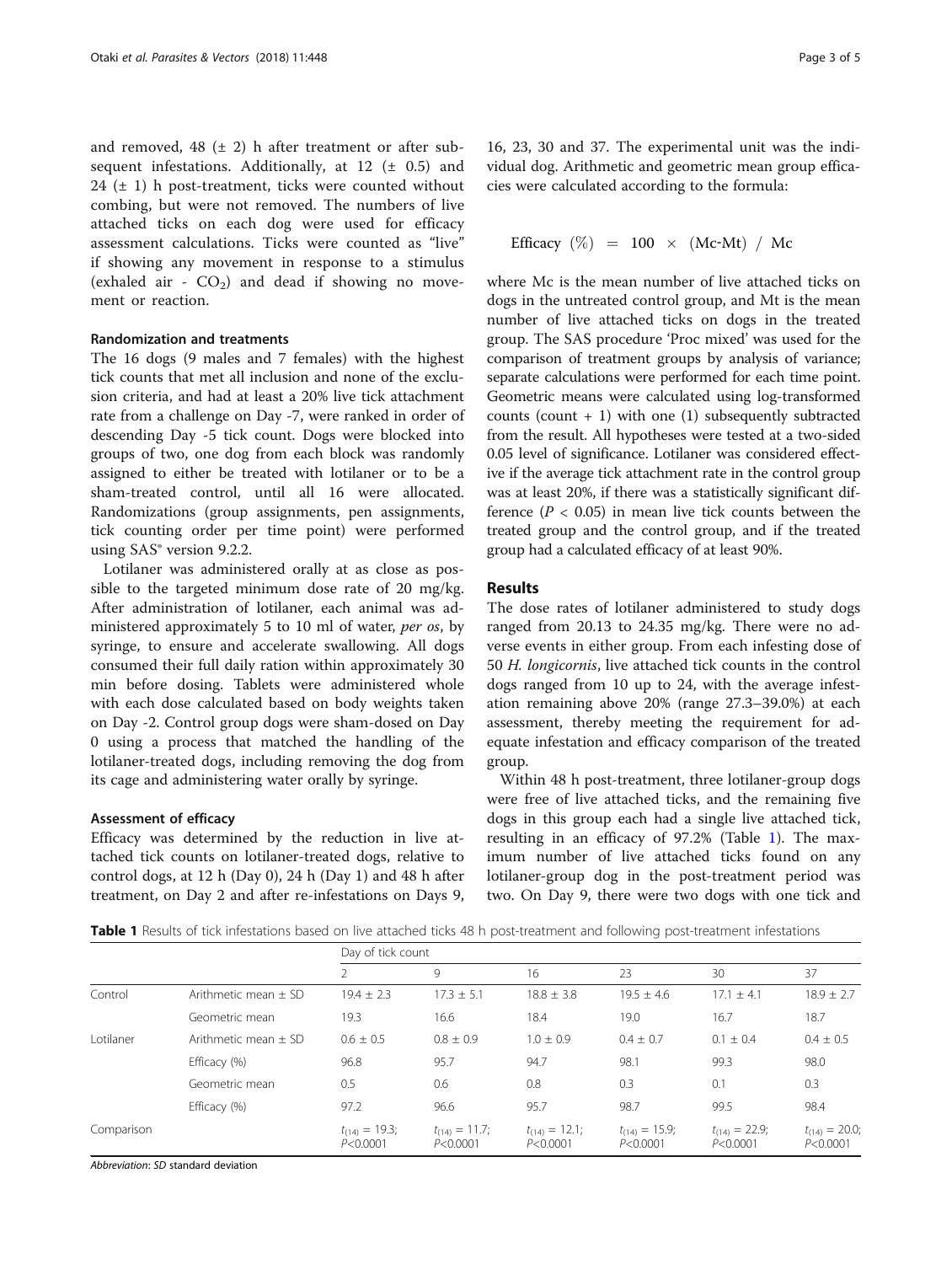and removed, 48 (± 2) h after treatment or after subsequent infestations. Additionally, at 12 (± 0.5) and 24 (± 1) h post-treatment, ticks were counted without combing, but were not removed. The numbers of live attached ticks on each dog were used for efficacy assessment calculations. Ticks were counted as "live" if showing any movement in response to a stimulus (exhaled air - $CO_2$) and dead if showing no movement or reaction.

### Randomization and treatments

The 16 dogs (9 males and 7 females) with the highest tick counts that met all inclusion and none of the exclusion criteria, and had at least a 20% live tick attachment rate from a challenge on Day -7, were ranked in order of descending Day -5 tick count. Dogs were blocked into groups of two, one dog from each block was randomly assigned to either be treated with lotilaner or to be a sham-treated control, until all 16 were allocated. Randomizations (group assignments, pen assignments, tick counting order per time point) were performed using SAS® version 9.2.2.

Lotilaner was administered orally at as close as possible to the targeted minimum dose rate of 20 mg/kg. After administration of lotilaner, each animal was administered approximately 5 to 10 ml of water, *per os*, by syringe, to ensure and accelerate swallowing. All dogs consumed their full daily ration within approximately 30 min before dosing. Tablets were administered whole with each dose calculated based on body weights taken on Day -2. Control group dogs were sham-dosed on Day 0 using a process that matched the handling of the lotilaner-treated dogs, including removing the dog from its cage and administering water orally by syringe.

### Assessment of efficacy

Efficacy was determined by the reduction in live attached tick counts on lotilaner-treated dogs, relative to control dogs, at 12 h (Day 0), 24 h (Day 1) and 48 h after treatment, on Day 2 and after re-infestations on Days 9, 16, 23, 30 and 37. The experimental unit was the individual dog. Arithmetic and geometric mean group efficacies were calculated according to the formula:

$$\text{Efficacy } (\%) = 100 \times (\text{Mc-Mt}) / \text{Mc}$$

where Mc is the mean number of live attached ticks on dogs in the untreated control group, and Mt is the mean number of live attached ticks on dogs in the treated group. The SAS procedure 'Proc mixed' was used for the comparison of treatment groups by analysis of variance; separate calculations were performed for each time point. Geometric means were calculated using log-transformed counts (count + 1) with one (1) subsequently subtracted from the result. All hypotheses were tested at a two-sided 0.05 level of significance. Lotilaner was considered effective if the average tick attachment rate in the control group was at least 20%, if there was a statistically significant difference ($P < 0.05$) in mean live tick counts between the treated group and the control group, and if the treated group had a calculated efficacy of at least 90%.

## Results

The dose rates of lotilaner administered to study dogs ranged from 20.13 to 24.35 mg/kg. There were no adverse events in either group. From each infesting dose of 50 *H. longicornis*, live attached tick counts in the control dogs ranged from 10 up to 24, with the average infestation remaining above 20% (range 27.3–39.0%) at each assessment, thereby meeting the requirement for adequate infestation and efficacy comparison of the treated group.

Within 48 h post-treatment, three lotilaner-group dogs were free of live attached ticks, and the remaining five dogs in this group each had a single live attached tick, resulting in an efficacy of 97.2% (Table 1). The maximum number of live attached ticks found on any lotilaner-group dog in the post-treatment period was two. On Day 9, there were two dogs with one tick and

**Table 1** Results of tick infestations based on live attached ticks 48 h post-treatment and following post-treatment infestations

| | | Day of tick count | | | | | |
|---|---|---|---|---|---|---|---|
| | | 2 | 9 | 16 | 23 | 30 | 37 |
| Control | Arithmetic mean ± SD | 19.4 ± 2.3 | 17.3 ± 5.1 | 18.8 ± 3.8 | 19.5 ± 4.6 | 17.1 ± 4.1 | 18.9 ± 2.7 |
| | Geometric mean | 19.3 | 16.6 | 18.4 | 19.0 | 16.7 | 18.7 |
| Lotilaner | Arithmetic mean ± SD | 0.6 ± 0.5 | 0.8 ± 0.9 | 1.0 ± 0.9 | 0.4 ± 0.7 | 0.1 ± 0.4 | 0.4 ± 0.5 |
| | Efficacy (%) | 96.8 | 95.7 | 94.7 | 98.1 | 99.3 | 98.0 |
| | Geometric mean | 0.5 | 0.6 | 0.8 | 0.3 | 0.1 | 0.3 |
| | Efficacy (%) | 97.2 | 96.6 | 95.7 | 98.7 | 99.5 | 98.4 |
| Comparison | | $t_{(14)} = 19.3$; $P<0.0001$ | $t_{(14)} = 11.7$; $P<0.0001$ | $t_{(14)} = 12.1$; $P<0.0001$ | $t_{(14)} = 15.9$; $P<0.0001$ | $t_{(14)} = 22.9$; $P<0.0001$ | $t_{(14)} = 20.0$; $P<0.0001$ |

*Abbreviation*: *SD* standard deviation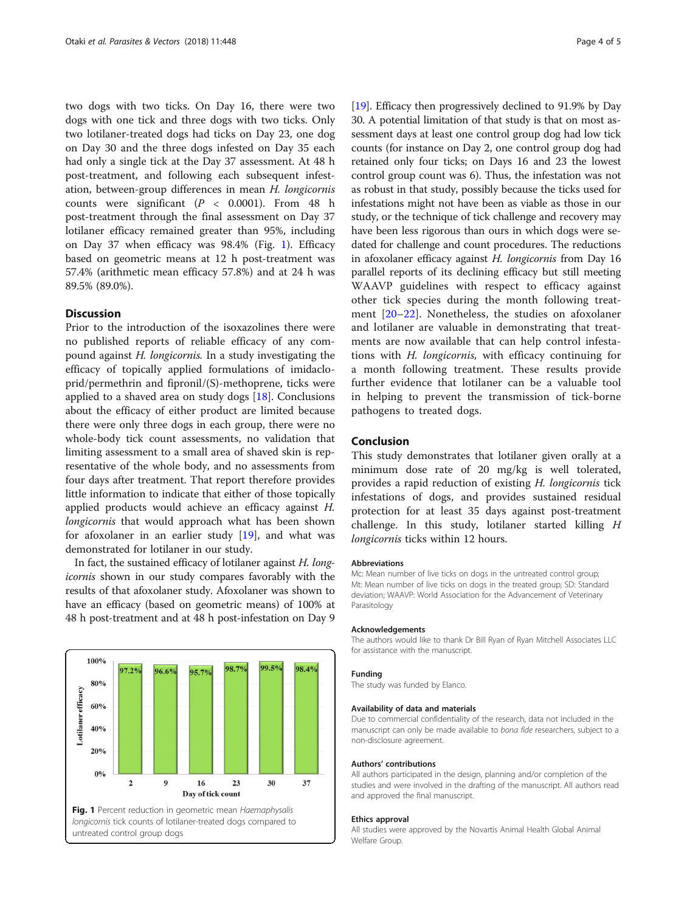two dogs with two ticks. On Day 16, there were two dogs with one tick and three dogs with two ticks. Only two lotilaner-treated dogs had ticks on Day 23, one dog on Day 30 and the three dogs infested on Day 35 each had only a single tick at the Day 37 assessment. At 48 h post-treatment, and following each subsequent infestation, between-group differences in mean *H. longicornis* counts were significant ($P < 0.0001$). From 48 h post-treatment through the final assessment on Day 37 lotilaner efficacy remained greater than 95%, including on Day 37 when efficacy was 98.4% (Fig. 1). Efficacy based on geometric means at 12 h post-treatment was 57.4% (arithmetic mean efficacy 57.8%) and at 24 h was 89.5% (89.0%).

## Discussion

Prior to the introduction of the isoxazolines there were no published reports of reliable efficacy of any compound against *H. longicornis*. In a study investigating the efficacy of topically applied formulations of imidacloprid/permethrin and fipronil/(S)-methoprene, ticks were applied to a shaved area on study dogs [18]. Conclusions about the efficacy of either product are limited because there were only three dogs in each group, there were no whole-body tick count assessments, no validation that limiting assessment to a small area of shaved skin is representative of the whole body, and no assessments from four days after treatment. That report therefore provides little information to indicate that either of those topically applied products would achieve an efficacy against *H. longicornis* that would approach what has been shown for afoxolaner in an earlier study [19], and what was demonstrated for lotilaner in our study.

In fact, the sustained efficacy of lotilaner against *H. longicornis* shown in our study compares favorably with the results of that afoxolaner study. Afoxolaner was shown to have an efficacy (based on geometric means) of 100% at 48 h post-treatment and at 48 h post-infestation on Day 9 [19]. Efficacy then progressively declined to 91.9% by Day 30. A potential limitation of that study is that on most assessment days at least one control group dog had low tick counts (for instance on Day 2, one control group dog had retained only four ticks; on Days 16 and 23 the lowest control group count was 6). Thus, the infestation was not as robust in that study, possibly because the ticks used for infestations might not have been as viable as those in our study, or the technique of tick challenge and recovery may have been less rigorous than ours in which dogs were sedated for challenge and count procedures. The reductions in afoxolaner efficacy against *H. longicornis* from Day 16 parallel reports of its declining efficacy but still meeting WAAVP guidelines with respect to efficacy against other tick species during the month following treatment [20–22]. Nonetheless, the studies on afoxolaner and lotilaner are valuable in demonstrating that treatments are now available that can help control infestations with *H. longicornis*, with efficacy continuing for a month following treatment. These results provide further evidence that lotilaner can be a valuable tool in helping to prevent the transmission of tick-borne pathogens to treated dogs.

| Day of tick count | 2 | 9 | 16 | 23 | 30 | 37 |
|---|---|---|---|---|---|---|
| Lotilaner efficacy | 97.2% | 96.6% | 95.7% | 98.7% | 99.5% | 98.4% |

**Fig. 1** Percent reduction in geometric mean *Haemaphysalis longicornis* tick counts of lotilaner-treated dogs compared to untreated control group dogs

## Conclusion

This study demonstrates that lotilaner given orally at a minimum dose rate of 20 mg/kg is well tolerated, provides a rapid reduction of existing *H. longicornis* tick infestations of dogs, and provides sustained residual protection for at least 35 days against post-treatment challenge. In this study, lotilaner started killing *H longicornis* ticks within 12 hours.

### Abbreviations

Mc: Mean number of live ticks on dogs in the untreated control group; Mt: Mean number of live ticks on dogs in the treated group; SD: Standard deviation; WAAVP: World Association for the Advancement of Veterinary Parasitology

### Acknowledgements

The authors would like to thank Dr Bill Ryan of Ryan Mitchell Associates LLC for assistance with the manuscript.

### Funding

The study was funded by Elanco.

### Availability of data and materials

Due to commercial confidentiality of the research, data not included in the manuscript can only be made available to *bona fide* researchers, subject to a non-disclosure agreement.

### Authors' contributions

All authors participated in the design, planning and/or completion of the studies and were involved in the drafting of the manuscript. All authors read and approved the final manuscript.

### Ethics approval

All studies were approved by the Novartis Animal Health Global Animal Welfare Group.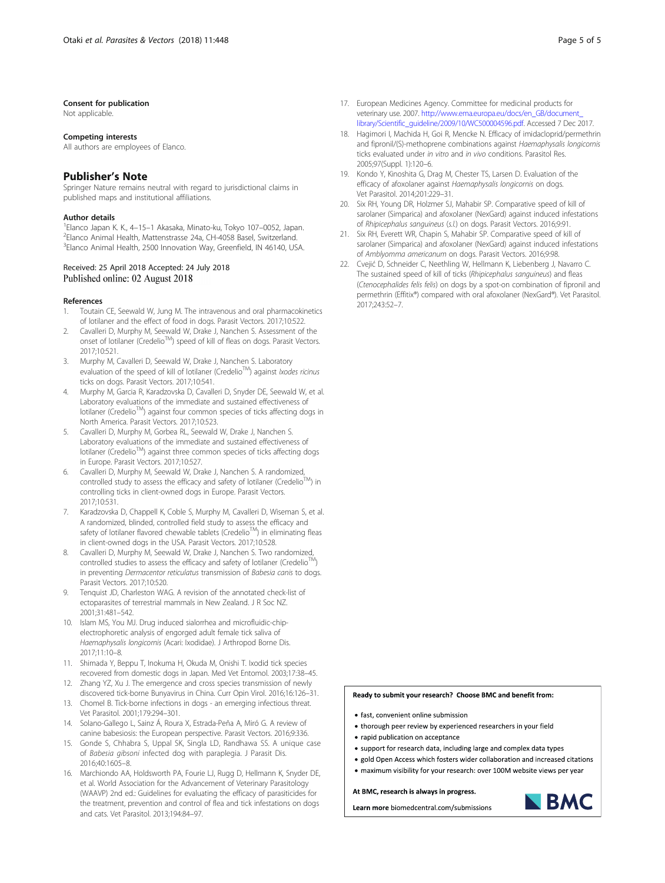#### Consent for publication

Not applicable.

#### Competing interests

All authors are employees of Elanco.

### Publisher's Note

Springer Nature remains neutral with regard to jurisdictional claims in published maps and institutional affiliations.

#### Author details

[1]Elanco Japan K. K., 4–15–1 Akasaka, Minato-ku, Tokyo 107–0052, Japan. [2]Elanco Animal Health, Mattenstrasse 24a, CH-4058 Basel, Switzerland. [3]Elanco Animal Health, 2500 Innovation Way, Greenfield, IN 46140, USA.

Received: 25 April 2018 Accepted: 24 July 2018
Published online: 02 August 2018

#### References

1. Toutain CE, Seewald W, Jung M. The intravenous and oral pharmacokinetics of lotilaner and the effect of food in dogs. Parasit Vectors. 2017;10:522.
2. Cavalleri D, Murphy M, Seewald W, Drake J, Nanchen S. Assessment of the onset of lotilaner (Credelio™) speed of kill of fleas on dogs. Parasit Vectors. 2017;10:521.
3. Murphy M, Cavalleri D, Seewald W, Drake J, Nanchen S. Laboratory evaluation of the speed of kill of lotilaner (Credelio™) against *Ixodes ricinus* ticks on dogs. Parasit Vectors. 2017;10:541.
4. Murphy M, Garcia R, Karadzovska D, Cavalleri D, Snyder DE, Seewald W, et al. Laboratory evaluations of the immediate and sustained effectiveness of lotilaner (Credelio™) against four common species of ticks affecting dogs in North America. Parasit Vectors. 2017;10:523.
5. Cavalleri D, Murphy M, Gorbea RL, Seewald W, Drake J, Nanchen S. Laboratory evaluations of the immediate and sustained effectiveness of lotilaner (Credelio™) against three common species of ticks affecting dogs in Europe. Parasit Vectors. 2017;10:527.
6. Cavalleri D, Murphy M, Seewald W, Drake J, Nanchen S. A randomized, controlled study to assess the efficacy and safety of lotilaner (Credelio™) in controlling ticks in client-owned dogs in Europe. Parasit Vectors. 2017;10:531.
7. Karadzovska D, Chappell K, Coble S, Murphy M, Cavalleri D, Wiseman S, et al. A randomized, blinded, controlled field study to assess the efficacy and safety of lotilaner flavored chewable tablets (Credelio™) in eliminating fleas in client-owned dogs in the USA. Parasit Vectors. 2017;10:528.
8. Cavalleri D, Murphy M, Seewald W, Drake J, Nanchen S. Two randomized, controlled studies to assess the efficacy and safety of lotilaner (Credelio™) in preventing *Dermacentor reticulatus* transmission of *Babesia canis* to dogs. Parasit Vectors. 2017;10:520.
9. Tenquist JD, Charleston WAG. A revision of the annotated check-list of ectoparasites of terrestrial mammals in New Zealand. J R Soc NZ. 2001;31:481–542.
10. Islam MS, You MJ. Drug induced sialorrhea and microfluidic-chip-electrophoretic analysis of engorged adult female tick saliva of *Haemaphysalis longicornis* (Acari: Ixodidae). J Arthropod Borne Dis. 2017;11:10–8.
11. Shimada Y, Beppu T, Inokuma H, Okuda M, Onishi T. Ixodid tick species recovered from domestic dogs in Japan. Med Vet Entomol. 2003;17:38–45.
12. Zhang YZ, Xu J. The emergence and cross species transmission of newly discovered tick-borne Bunyavirus in China. Curr Opin Virol. 2016;16:126–31.
13. Chomel B. Tick-borne infections in dogs - an emerging infectious threat. Vet Parasitol. 2001;179:294–301.
14. Solano-Gallego L, Sainz Á, Roura X, Estrada-Peña A, Miró G. A review of canine babesiosis: the European perspective. Parasit Vectors. 2016;9:336.
15. Gonde S, Chhabra S, Uppal SK, Singla LD, Randhawa SS. A unique case of *Babesia gibsoni* infected dog with paraplegia. J Parasit Dis. 2016;40:1605–8.
16. Marchiondo AA, Holdsworth PA, Fourie LJ, Rugg D, Hellmann K, Snyder DE, et al. World Association for the Advancement of Veterinary Parasitology (WAAVP) 2nd ed.: Guidelines for evaluating the efficacy of parasiticides for the treatment, prevention and control of flea and tick infestations on dogs and cats. Vet Parasitol. 2013;194:84–97.
17. European Medicines Agency. Committee for medicinal products for veterinary use. 2007. http://www.ema.europa.eu/docs/en_GB/document_library/Scientific_guideline/2009/10/WC500004596.pdf. Accessed 7 Dec 2017.
18. Hagimori I, Machida H, Goi R, Mencke N. Efficacy of imidacloprid/permethrin and fipronil/(S)-methoprene combinations against *Haemaphysalis longicornis* ticks evaluated under *in vitro* and *in vivo* conditions. Parasitol Res. 2005;97(Suppl. 1):120–6.
19. Kondo Y, Kinoshita G, Drag M, Chester TS, Larsen D. Evaluation of the efficacy of afoxolaner against *Haemaphysalis longicornis* on dogs. Vet Parasitol. 2014;201:229–31.
20. Six RH, Young DR, Holzmer SJ, Mahabir SP. Comparative speed of kill of sarolaner (Simparica) and afoxolaner (NexGard) against induced infestations of *Rhipicephalus sanguineus* (*s.l.*) on dogs. Parasit Vectors. 2016;9:91.
21. Six RH, Everett WR, Chapin S, Mahabir SP. Comparative speed of kill of sarolaner (Simparica) and afoxolaner (NexGard) against induced infestations of *Amblyomma americanum* on dogs. Parasit Vectors. 2016;9:98.
22. Cvejić D, Schneider C, Neethling W, Hellmann K, Liebenberg J, Navarro C. The sustained speed of kill of ticks (*Rhipicephalus sanguineus*) and fleas (*Ctenocephalides felis felis*) on dogs by a spot-on combination of fipronil and permethrin (Effitix®) compared with oral afoxolaner (NexGard®). Vet Parasitol. 2017;243:52–7.